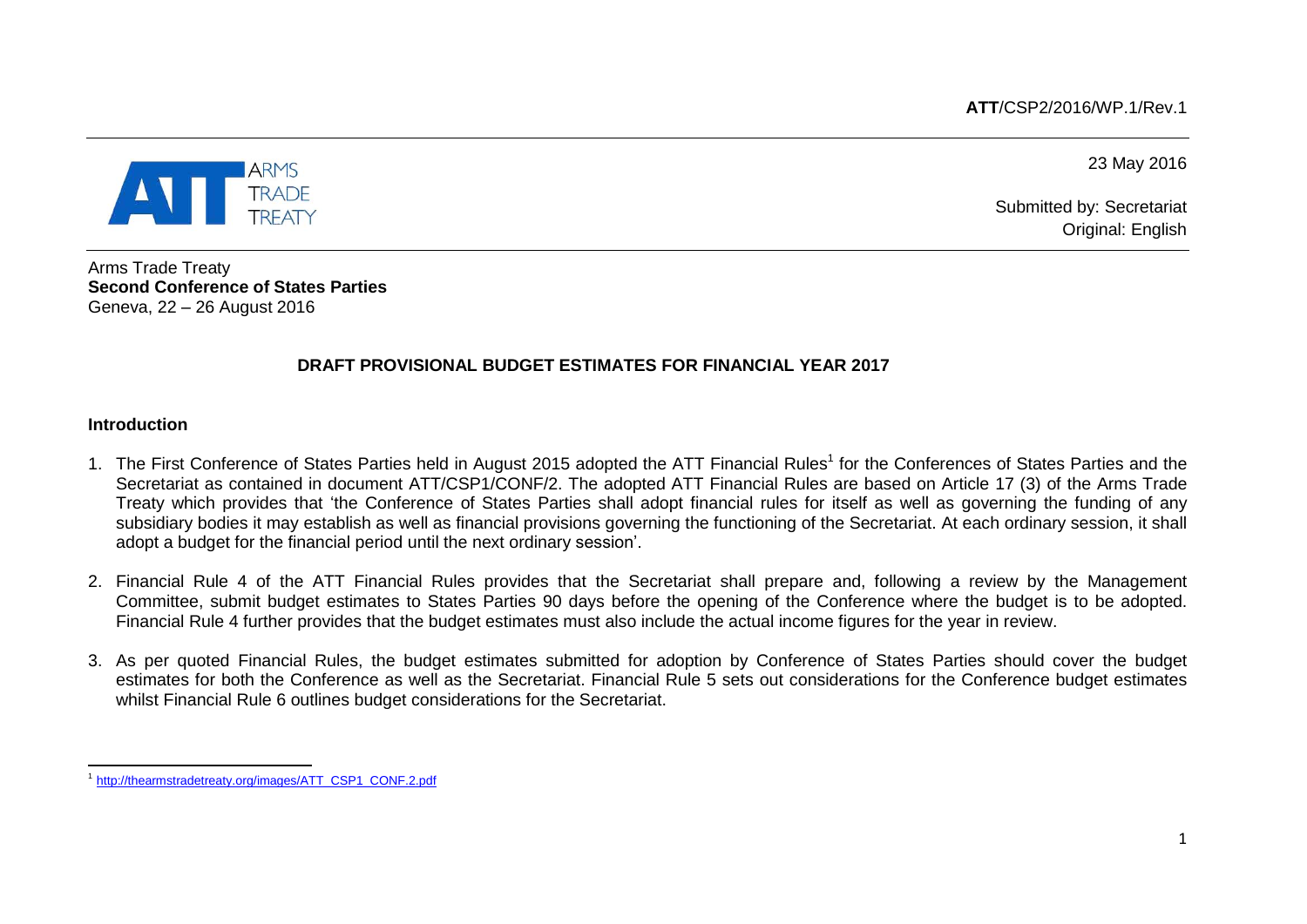**ATT**/CSP2/2016/WP.1/Rev.1

23 May 2016

Submitted by: Secretariat
Original: English

ARMS TRADE TREATY

Arms Trade Treaty
**Second Conference of States Parties**
Geneva, 22 – 26 August 2016

## DRAFT PROVISIONAL BUDGET ESTIMATES FOR FINANCIAL YEAR 2017

### Introduction

1. The First Conference of States Parties held in August 2015 adopted the ATT Financial Rules[1] for the Conferences of States Parties and the Secretariat as contained in document ATT/CSP1/CONF/2. The adopted ATT Financial Rules are based on Article 17 (3) of the Arms Trade Treaty which provides that 'the Conference of States Parties shall adopt financial rules for itself as well as governing the funding of any subsidiary bodies it may establish as well as financial provisions governing the functioning of the Secretariat. At each ordinary session, it shall adopt a budget for the financial period until the next ordinary session'.

2. Financial Rule 4 of the ATT Financial Rules provides that the Secretariat shall prepare and, following a review by the Management Committee, submit budget estimates to States Parties 90 days before the opening of the Conference where the budget is to be adopted. Financial Rule 4 further provides that the budget estimates must also include the actual income figures for the year in review.

3. As per quoted Financial Rules, the budget estimates submitted for adoption by Conference of States Parties should cover the budget estimates for both the Conference as well as the Secretariat. Financial Rule 5 sets out considerations for the Conference budget estimates whilst Financial Rule 6 outlines budget considerations for the Secretariat.

[1] http://thearmstradetreaty.org/images/ATT_CSP1_CONF.2.pdf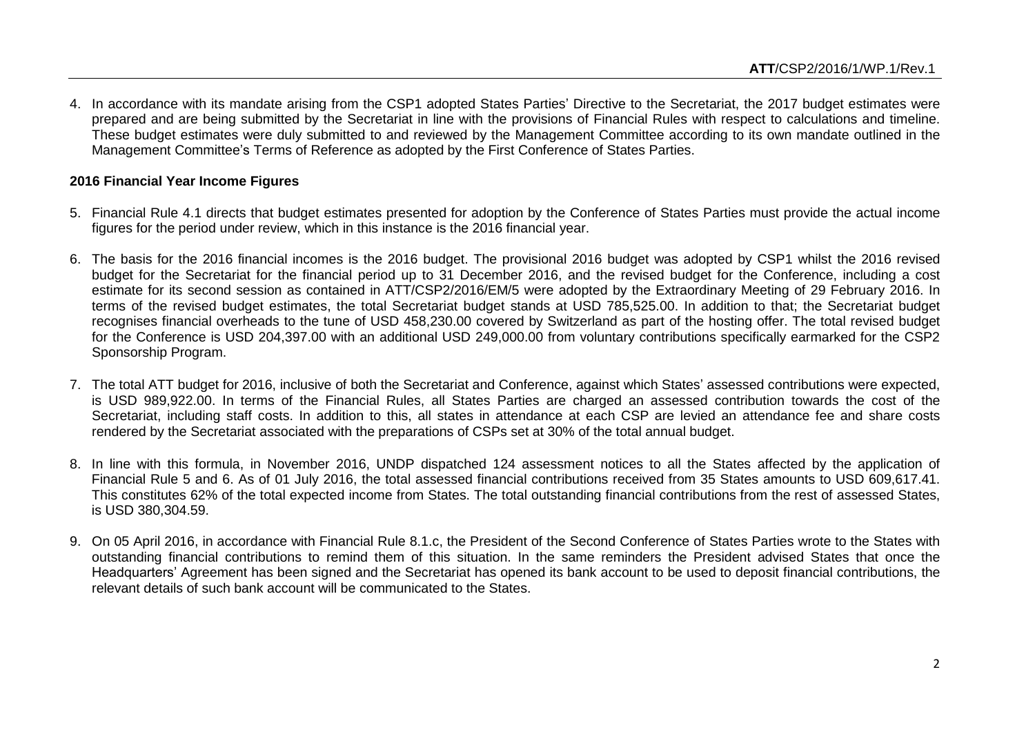4. In accordance with its mandate arising from the CSP1 adopted States Parties' Directive to the Secretariat, the 2017 budget estimates were prepared and are being submitted by the Secretariat in line with the provisions of Financial Rules with respect to calculations and timeline. These budget estimates were duly submitted to and reviewed by the Management Committee according to its own mandate outlined in the Management Committee's Terms of Reference as adopted by the First Conference of States Parties.

**2016 Financial Year Income Figures**

5. Financial Rule 4.1 directs that budget estimates presented for adoption by the Conference of States Parties must provide the actual income figures for the period under review, which in this instance is the 2016 financial year.

6. The basis for the 2016 financial incomes is the 2016 budget. The provisional 2016 budget was adopted by CSP1 whilst the 2016 revised budget for the Secretariat for the financial period up to 31 December 2016, and the revised budget for the Conference, including a cost estimate for its second session as contained in ATT/CSP2/2016/EM/5 were adopted by the Extraordinary Meeting of 29 February 2016. In terms of the revised budget estimates, the total Secretariat budget stands at USD 785,525.00. In addition to that; the Secretariat budget recognises financial overheads to the tune of USD 458,230.00 covered by Switzerland as part of the hosting offer. The total revised budget for the Conference is USD 204,397.00 with an additional USD 249,000.00 from voluntary contributions specifically earmarked for the CSP2 Sponsorship Program.

7. The total ATT budget for 2016, inclusive of both the Secretariat and Conference, against which States' assessed contributions were expected, is USD 989,922.00. In terms of the Financial Rules, all States Parties are charged an assessed contribution towards the cost of the Secretariat, including staff costs. In addition to this, all states in attendance at each CSP are levied an attendance fee and share costs rendered by the Secretariat associated with the preparations of CSPs set at 30% of the total annual budget.

8. In line with this formula, in November 2016, UNDP dispatched 124 assessment notices to all the States affected by the application of Financial Rule 5 and 6. As of 01 July 2016, the total assessed financial contributions received from 35 States amounts to USD 609,617.41. This constitutes 62% of the total expected income from States. The total outstanding financial contributions from the rest of assessed States, is USD 380,304.59.

9. On 05 April 2016, in accordance with Financial Rule 8.1.c, the President of the Second Conference of States Parties wrote to the States with outstanding financial contributions to remind them of this situation. In the same reminders the President advised States that once the Headquarters' Agreement has been signed and the Secretariat has opened its bank account to be used to deposit financial contributions, the relevant details of such bank account will be communicated to the States.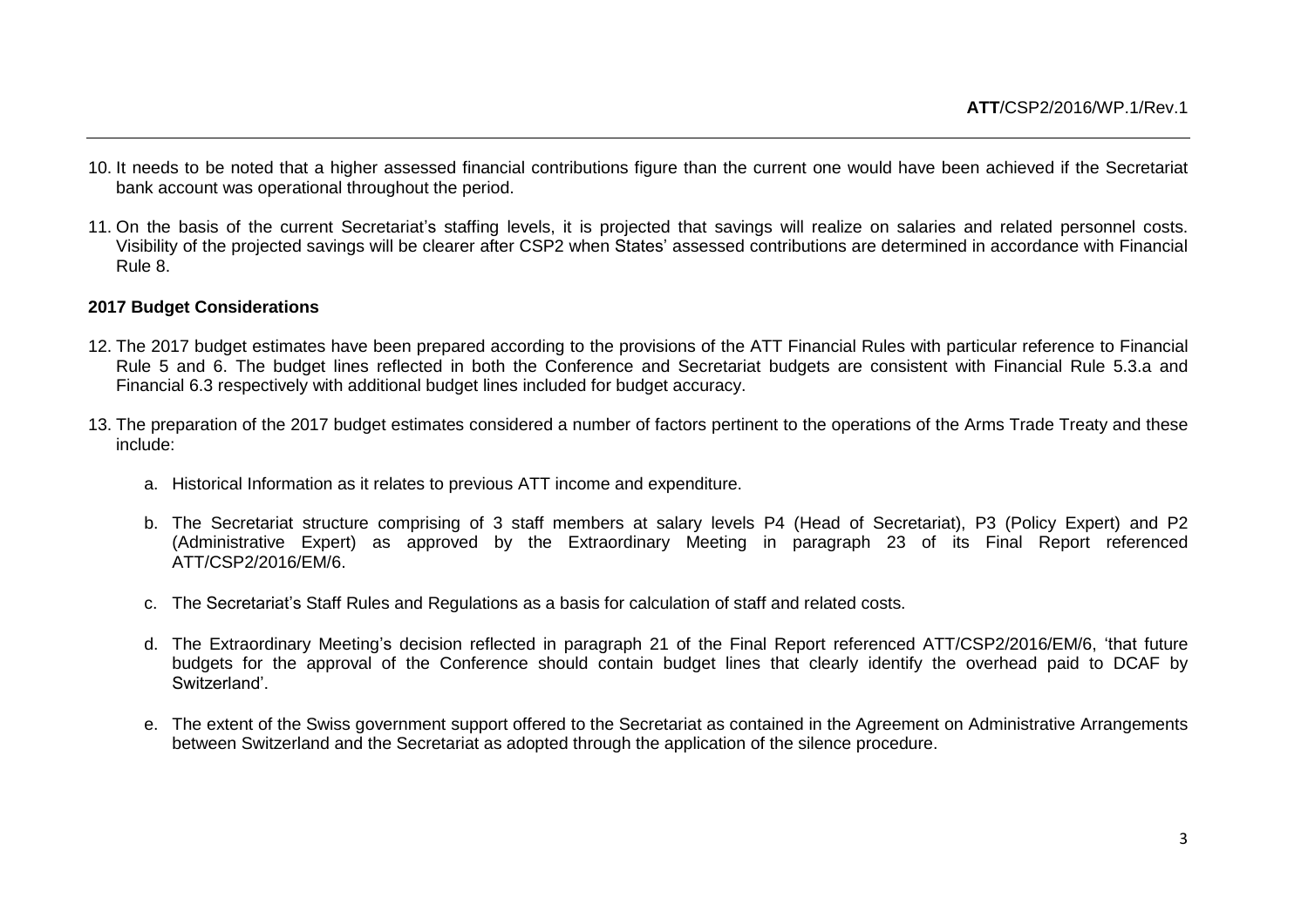10. It needs to be noted that a higher assessed financial contributions figure than the current one would have been achieved if the Secretariat bank account was operational throughout the period.

11. On the basis of the current Secretariat's staffing levels, it is projected that savings will realize on salaries and related personnel costs. Visibility of the projected savings will be clearer after CSP2 when States' assessed contributions are determined in accordance with Financial Rule 8.

**2017 Budget Considerations**

12. The 2017 budget estimates have been prepared according to the provisions of the ATT Financial Rules with particular reference to Financial Rule 5 and 6. The budget lines reflected in both the Conference and Secretariat budgets are consistent with Financial Rule 5.3.a and Financial 6.3 respectively with additional budget lines included for budget accuracy.

13. The preparation of the 2017 budget estimates considered a number of factors pertinent to the operations of the Arms Trade Treaty and these include:

    a. Historical Information as it relates to previous ATT income and expenditure.

    b. The Secretariat structure comprising of 3 staff members at salary levels P4 (Head of Secretariat), P3 (Policy Expert) and P2 (Administrative Expert) as approved by the Extraordinary Meeting in paragraph 23 of its Final Report referenced ATT/CSP2/2016/EM/6.

    c. The Secretariat's Staff Rules and Regulations as a basis for calculation of staff and related costs.

    d. The Extraordinary Meeting's decision reflected in paragraph 21 of the Final Report referenced ATT/CSP2/2016/EM/6, 'that future budgets for the approval of the Conference should contain budget lines that clearly identify the overhead paid to DCAF by Switzerland'.

    e. The extent of the Swiss government support offered to the Secretariat as contained in the Agreement on Administrative Arrangements between Switzerland and the Secretariat as adopted through the application of the silence procedure.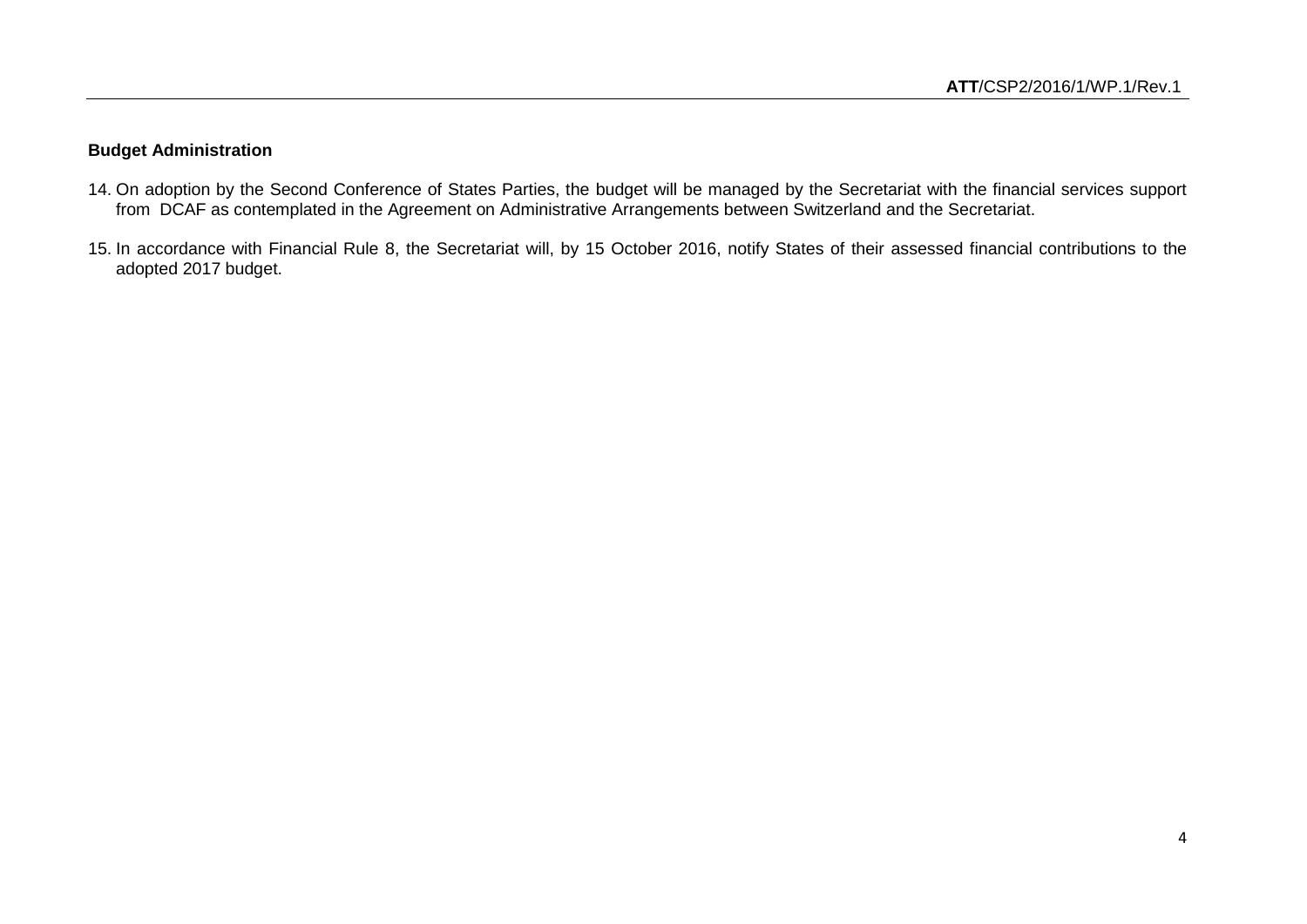**Budget Administration**

14. On adoption by the Second Conference of States Parties, the budget will be managed by the Secretariat with the financial services support from DCAF as contemplated in the Agreement on Administrative Arrangements between Switzerland and the Secretariat.

15. In accordance with Financial Rule 8, the Secretariat will, by 15 October 2016, notify States of their assessed financial contributions to the adopted 2017 budget.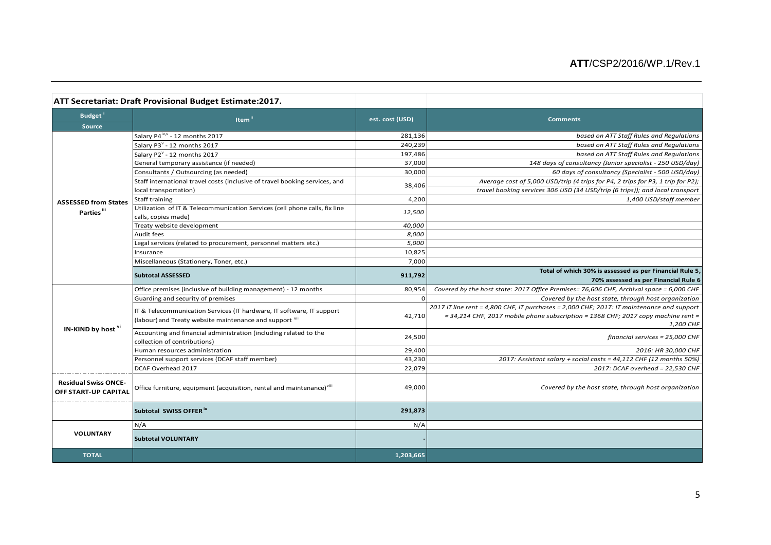**ATT Secretariat: Draft Provisional Budget Estimate:2017.**

| Budget [i] Source | Item [ii] | est. cost (USD) | Comments |
|---|---|---|---|
| ASSESSED from States Parties [iii] | Salary P4[iv,v] - 12 months 2017 | 281,136 | *based on ATT Staff Rules and Regulations* |
| | Salary P3[v] - 12 months 2017 | 240,239 | *based on ATT Staff Rules and Regulations* |
| | Salary P2[v] - 12 months 2017 | 197,486 | *based on ATT Staff Rules and Regulations* |
| | General temporary assistance (if needed) | 37,000 | *148 days of consultancy (Junior specialist - 250 USD/day)* |
| | Consultants / Outsourcing (as needed) | 30,000 | *60 days of consultancy (Specialist - 500 USD/day)* |
| | Staff international travel costs (inclusive of travel booking services, and local transportation) | 38,406 | *Average cost of 5,000 USD/trip (4 trips for P4, 2 trips for P3, 1 trip for P2); travel booking services 306 USD (34 USD/trip (6 trips)); and local transport* |
| | Staff training | 4,200 | *1,400 USD/staff member* |
| | Utilization of IT & Telecommunication Services (cell phone calls, fix line calls, copies made) | *12,500* | |
| | Treaty website development | *40,000* | |
| | Audit fees | *8,000* | |
| | Legal services (related to procurement, personnel matters etc.) | *5,000* | |
| | Insurance | 10,825 | |
| | Miscellaneous (Stationery, Toner, etc.) | 7,000 | |
| | **Subtotal ASSESSED** | **911,792** | **Total of which 30% is assessed as per Financial Rule 5, 70% assessed as per Financial Rule 6** |
| IN-KIND by host [vi] | Office premises (inclusive of building management) - 12 months | 80,954 | *Covered by the host state: 2017 Office Premises= 76,606 CHF, Archival space = 6,000 CHF* |
| | Guarding and security of premises | 0 | *Covered by the host state, through host organization* |
| | IT & Telecommunication Services (IT hardware, IT software, IT support (labour) and Treaty website maintenance and support [vii] | 42,710 | *2017 IT line rent = 4,800 CHF, IT purchases = 2,000 CHF; 2017: IT maintenance and support = 34,214 CHF, 2017 mobile phone subscription = 1368 CHF; 2017 copy machine rent = 1,200 CHF* |
| | Accounting and financial administration (including related to the collection of contributions) | 24,500 | *financial services = 25,000 CHF* |
| | Human resources administration | 29,400 | *2016: HR 30,000 CHF* |
| | Personnel support services (DCAF staff member) | 43,230 | *2017: Assistant salary + social costs = 44,112 CHF (12 months 50%)* |
| | DCAF Overhead 2017 | 22,079 | *2017: DCAF overhead = 22,530 CHF* |
| Residual Swiss ONCE-OFF START-UP CAPITAL | Office furniture, equipment (acquisition, rental and maintenance)[viii] | 49,000 | *Covered by the host state, through host organization* |
| | **Subtotal SWISS OFFER [ix]** | **291,873** | |
| VOLUNTARY | N/A | N/A | |
| | **Subtotal VOLUNTARY** | - | |
| **TOTAL** | | **1,203,665** | |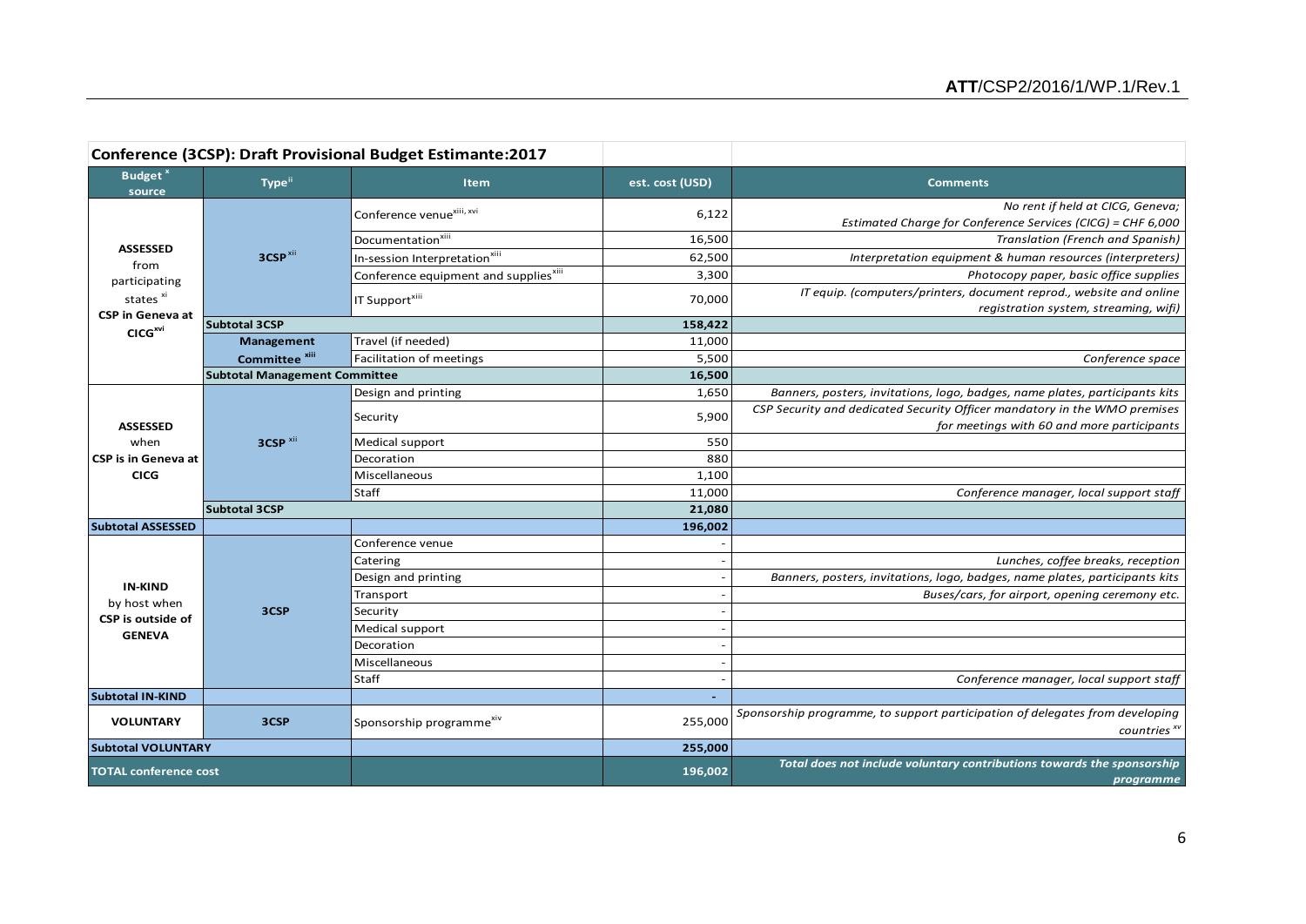| Conference (3CSP): Draft Provisional Budget Estimante:2017 | | | | |
|---|---|---|---|---|
| **Budget [x] source** | **Type [ii]** | **Item** | **est. cost (USD)** | **Comments** |
| **ASSESSED** from participating states [xi] **CSP in Geneva at CICG[xvi]** | **3CSP [xii]** | Conference venue[xiii, xvi] | 6,122 | *No rent if held at CICG, Geneva; Estimated Charge for Conference Services (CICG) = CHF 6,000* |
| | | Documentation[xiii] | 16,500 | *Translation (French and Spanish)* |
| | | In-session Interpretation[xiii] | 62,500 | *Interpretation equipment & human resources (interpreters)* |
| | | Conference equipment and supplies[xiii] | 3,300 | *Photocopy paper, basic office supplies* |
| | | IT Support[xiii] | 70,000 | *IT equip. (computers/printers, document reprod., website and online registration system, streaming, wifi)* |
| | **Subtotal 3CSP** | | **158,422** | |
| | **Management Committee [xiii]** | Travel (if needed) | 11,000 | |
| | | Facilitation of meetings | 5,500 | *Conference space* |
| | **Subtotal Management Committee** | | **16,500** | |
| **ASSESSED** when **CSP is in Geneva at CICG** | **3CSP [xii]** | Design and printing | 1,650 | *Banners, posters, invitations, logo, badges, name plates, participants kits* |
| | | Security | 5,900 | *CSP Security and dedicated Security Officer mandatory in the WMO premises for meetings with 60 and more participants* |
| | | Medical support | 550 | |
| | | Decoration | 880 | |
| | | Miscellaneous | 1,100 | |
| | | Staff | 11,000 | *Conference manager, local support staff* |
| | **Subtotal 3CSP** | | **21,080** | |
| **Subtotal ASSESSED** | | | **196,002** | |
| **IN-KIND** by host when **CSP is outside of GENEVA** | **3CSP** | Conference venue | - | |
| | | Catering | - | *Lunches, coffee breaks, reception* |
| | | Design and printing | - | *Banners, posters, invitations, logo, badges, name plates, participants kits* |
| | | Transport | - | *Buses/cars, for airport, opening ceremony etc.* |
| | | Security | - | |
| | | Medical support | - | |
| | | Decoration | - | |
| | | Miscellaneous | - | |
| | | Staff | - | *Conference manager, local support staff* |
| **Subtotal IN-KIND** | | | **-** | |
| **VOLUNTARY** | **3CSP** | Sponsorship programme[xiv] | 255,000 | *Sponsorship programme, to support participation of delegates from developing countries [xv]* |
| **Subtotal VOLUNTARY** | | | **255,000** | |
| **TOTAL conference cost** | | | **196,002** | ***Total does not include voluntary contributions towards the sponsorship programme*** |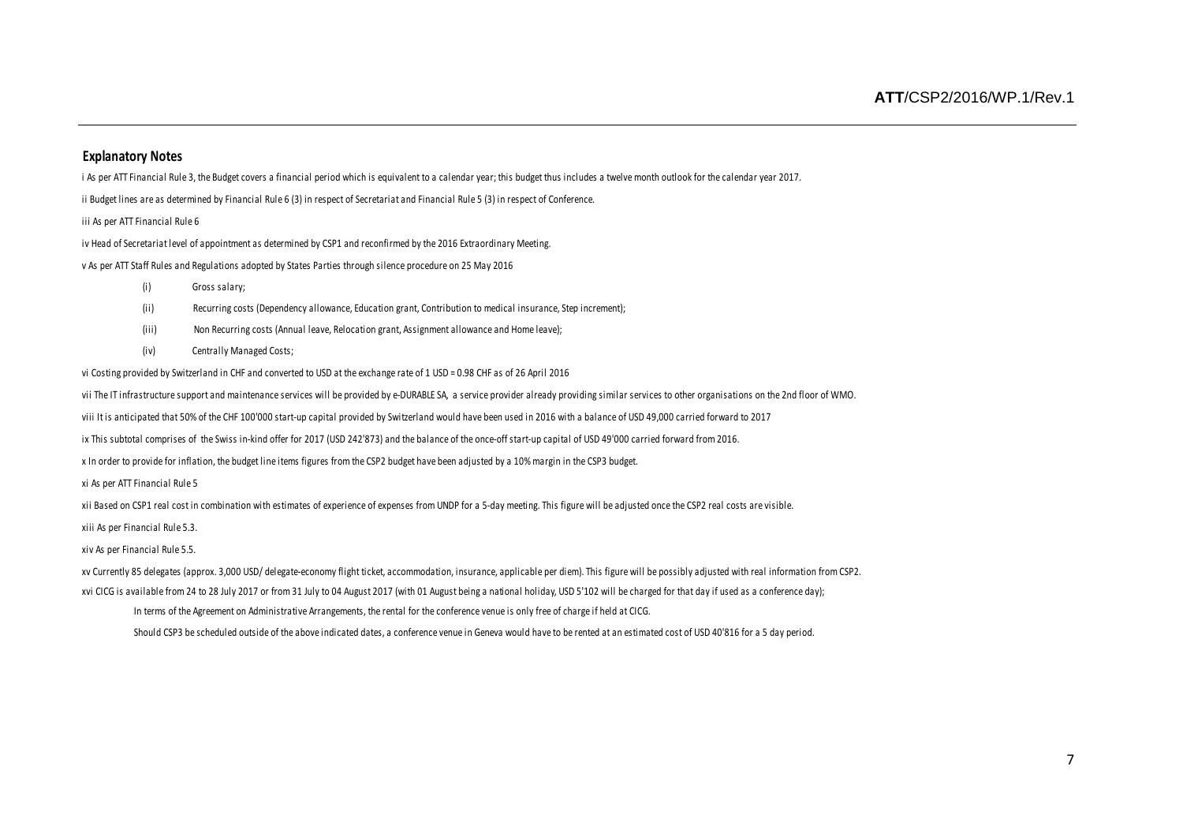## Explanatory Notes

i As per ATT Financial Rule 3, the Budget covers a financial period which is equivalent to a calendar year; this budget thus includes a twelve month outlook for the calendar year 2017.

ii Budget lines are as determined by Financial Rule 6 (3) in respect of Secretariat and Financial Rule 5 (3) in respect of Conference.

iii As per ATT Financial Rule 6

iv Head of Secretariat level of appointment as determined by CSP1 and reconfirmed by the 2016 Extraordinary Meeting.

v As per ATT Staff Rules and Regulations adopted by States Parties through silence procedure on 25 May 2016

- (i) Gross salary;
- (ii) Recurring costs (Dependency allowance, Education grant, Contribution to medical insurance, Step increment);
- (iii) Non Recurring costs (Annual leave, Relocation grant, Assignment allowance and Home leave);
- (iv) Centrally Managed Costs;

vi Costing provided by Switzerland in CHF and converted to USD at the exchange rate of 1 USD = 0.98 CHF as of 26 April 2016

vii The IT infrastructure support and maintenance services will be provided by e-DURABLE SA, a service provider already providing similar services to other organisations on the 2nd floor of WMO.

viii It is anticipated that 50% of the CHF 100'000 start-up capital provided by Switzerland would have been used in 2016 with a balance of USD 49,000 carried forward to 2017

ix This subtotal comprises of the Swiss in-kind offer for 2017 (USD 242'873) and the balance of the once-off start-up capital of USD 49'000 carried forward from 2016.

x In order to provide for inflation, the budget line items figures from the CSP2 budget have been adjusted by a 10% margin in the CSP3 budget.

xi As per ATT Financial Rule 5

xii Based on CSP1 real cost in combination with estimates of experience of expenses from UNDP for a 5-day meeting. This figure will be adjusted once the CSP2 real costs are visible.

xiii As per Financial Rule 5.3.

xiv As per Financial Rule 5.5.

xv Currently 85 delegates (approx. 3,000 USD/ delegate-economy flight ticket, accommodation, insurance, applicable per diem). This figure will be possibly adjusted with real information from CSP2.

xvi CICG is available from 24 to 28 July 2017 or from 31 July to 04 August 2017 (with 01 August being a national holiday, USD 5'102 will be charged for that day if used as a conference day);

In terms of the Agreement on Administrative Arrangements, the rental for the conference venue is only free of charge if held at CICG.

Should CSP3 be scheduled outside of the above indicated dates, a conference venue in Geneva would have to be rented at an estimated cost of USD 40'816 for a 5 day period.